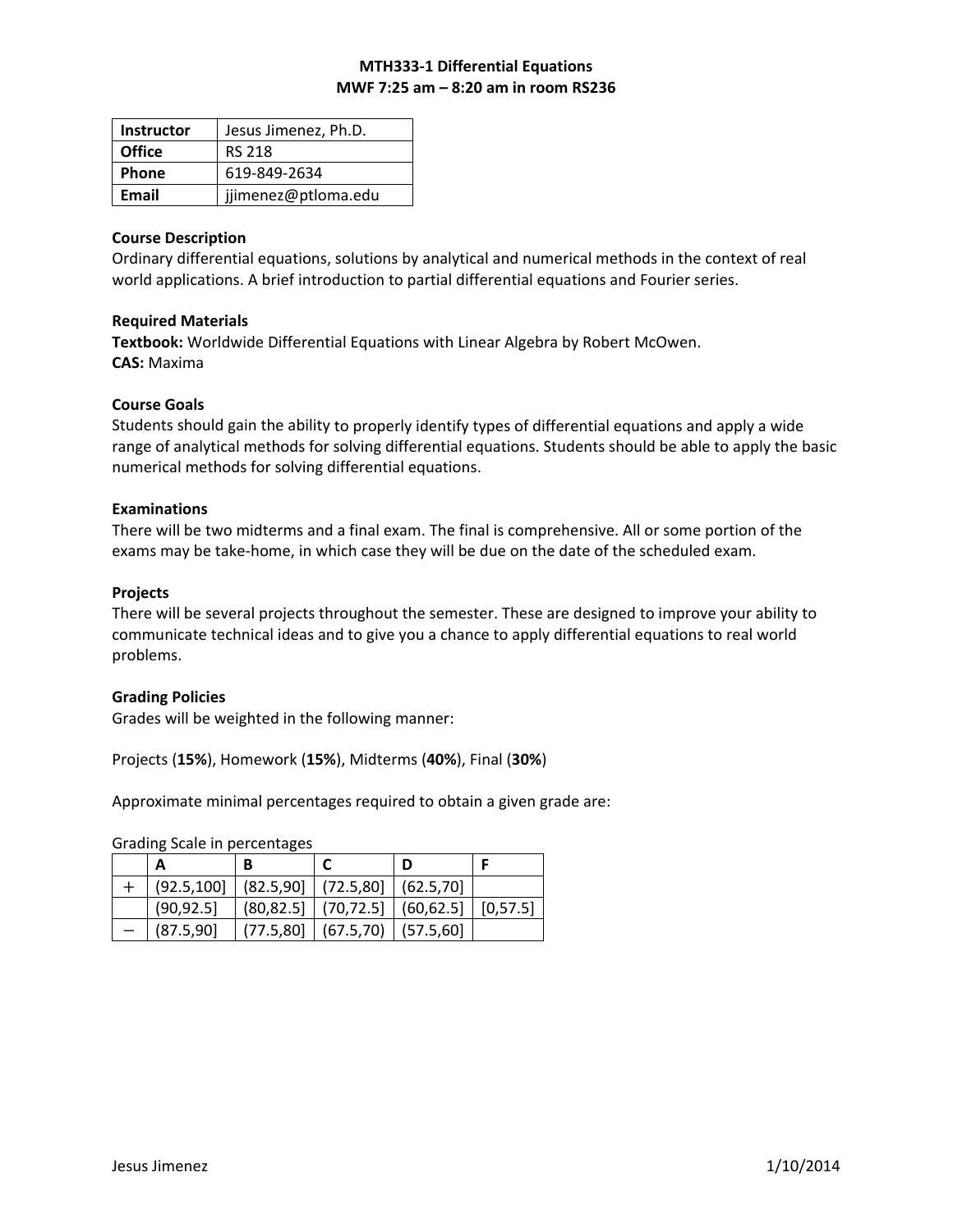# MTH333-1 Differential Equations

**MWF 7:25 am – 8:20 am in room RS236**

| **Instructor** | Jesus Jimenez, Ph.D. |
|---|---|
| **Office** | RS 218 |
| **Phone** | 619-849-2634 |
| **Email** | jjimenez@ptloma.edu |

### Course Description

Ordinary differential equations, solutions by analytical and numerical methods in the context of real world applications. A brief introduction to partial differential equations and Fourier series.

### Required Materials

**Textbook:** Worldwide Differential Equations with Linear Algebra by Robert McOwen.
**CAS:** Maxima

### Course Goals

Students should gain the ability to properly identify types of differential equations and apply a wide range of analytical methods for solving differential equations. Students should be able to apply the basic numerical methods for solving differential equations.

### Examinations

There will be two midterms and a final exam. The final is comprehensive. All or some portion of the exams may be take-home, in which case they will be due on the date of the scheduled exam.

### Projects

There will be several projects throughout the semester. These are designed to improve your ability to communicate technical ideas and to give you a chance to apply differential equations to real world problems.

### Grading Policies

Grades will be weighted in the following manner:

Projects (**15%**), Homework (**15%**), Midterms (**40%**), Final (**30%**)

Approximate minimal percentages required to obtain a given grade are:

Grading Scale in percentages

| | A | B | C | D | F |
|---|---|---|---|---|---|
| + | (92.5,100] | (82.5,90] | (72.5,80] | (62.5,70] | |
| | (90,92.5] | (80,82.5] | (70,72.5] | (60,62.5] | [0,57.5] |
| − | (87.5,90] | (77.5,80] | (67.5,70) | (57.5,60] | |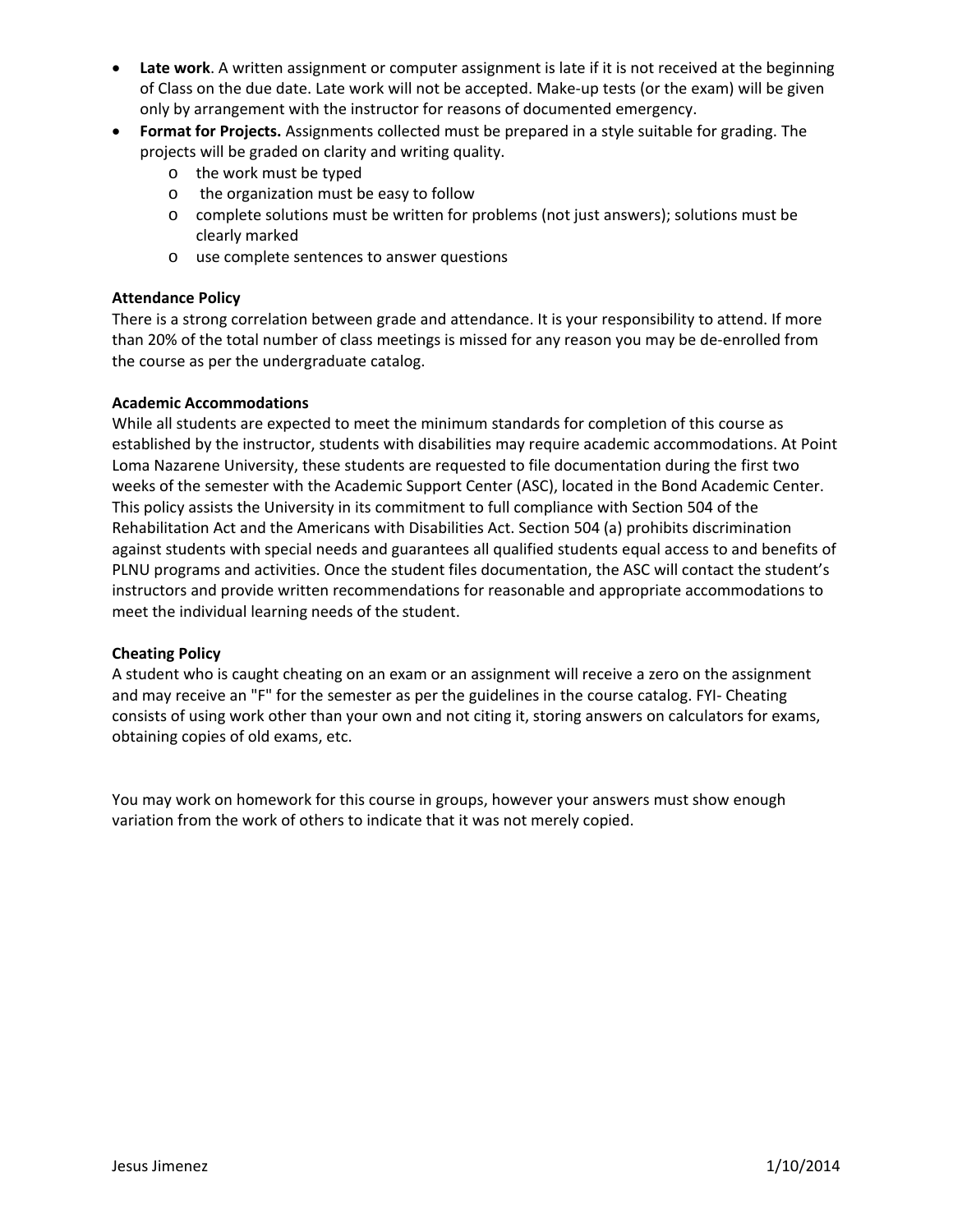- **Late work**. A written assignment or computer assignment is late if it is not received at the beginning of Class on the due date. Late work will not be accepted. Make-up tests (or the exam) will be given only by arrangement with the instructor for reasons of documented emergency.
- **Format for Projects.** Assignments collected must be prepared in a style suitable for grading. The projects will be graded on clarity and writing quality.
  - the work must be typed
  - the organization must be easy to follow
  - complete solutions must be written for problems (not just answers); solutions must be clearly marked
  - use complete sentences to answer questions

**Attendance Policy**

There is a strong correlation between grade and attendance. It is your responsibility to attend. If more than 20% of the total number of class meetings is missed for any reason you may be de-enrolled from the course as per the undergraduate catalog.

**Academic Accommodations**

While all students are expected to meet the minimum standards for completion of this course as established by the instructor, students with disabilities may require academic accommodations. At Point Loma Nazarene University, these students are requested to file documentation during the first two weeks of the semester with the Academic Support Center (ASC), located in the Bond Academic Center. This policy assists the University in its commitment to full compliance with Section 504 of the Rehabilitation Act and the Americans with Disabilities Act. Section 504 (a) prohibits discrimination against students with special needs and guarantees all qualified students equal access to and benefits of PLNU programs and activities. Once the student files documentation, the ASC will contact the student's instructors and provide written recommendations for reasonable and appropriate accommodations to meet the individual learning needs of the student.

**Cheating Policy**

A student who is caught cheating on an exam or an assignment will receive a zero on the assignment and may receive an "F" for the semester as per the guidelines in the course catalog. FYI- Cheating consists of using work other than your own and not citing it, storing answers on calculators for exams, obtaining copies of old exams, etc.

You may work on homework for this course in groups, however your answers must show enough variation from the work of others to indicate that it was not merely copied.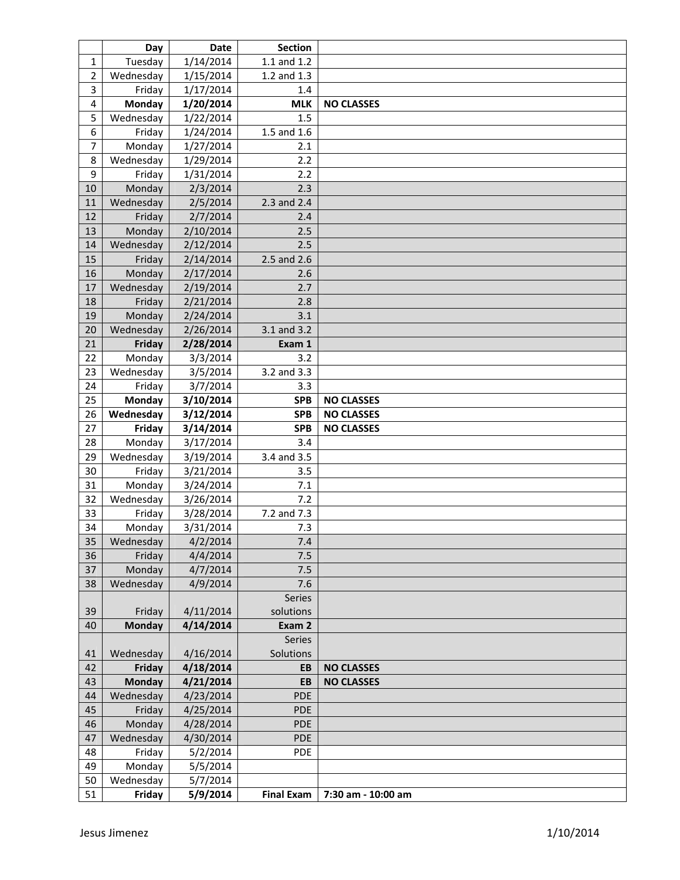| | Day | Date | Section | |
|---|---|---|---|---|
| 1 | Tuesday | 1/14/2014 | 1.1 and 1.2 | |
| 2 | Wednesday | 1/15/2014 | 1.2 and 1.3 | |
| 3 | Friday | 1/17/2014 | 1.4 | |
| 4 | **Monday** | **1/20/2014** | **MLK** | **NO CLASSES** |
| 5 | Wednesday | 1/22/2014 | 1.5 | |
| 6 | Friday | 1/24/2014 | 1.5 and 1.6 | |
| 7 | Monday | 1/27/2014 | 2.1 | |
| 8 | Wednesday | 1/29/2014 | 2.2 | |
| 9 | Friday | 1/31/2014 | 2.2 | |
| 10 | Monday | 2/3/2014 | 2.3 | |
| 11 | Wednesday | 2/5/2014 | 2.3 and 2.4 | |
| 12 | Friday | 2/7/2014 | 2.4 | |
| 13 | Monday | 2/10/2014 | 2.5 | |
| 14 | Wednesday | 2/12/2014 | 2.5 | |
| 15 | Friday | 2/14/2014 | 2.5 and 2.6 | |
| 16 | Monday | 2/17/2014 | 2.6 | |
| 17 | Wednesday | 2/19/2014 | 2.7 | |
| 18 | Friday | 2/21/2014 | 2.8 | |
| 19 | Monday | 2/24/2014 | 3.1 | |
| 20 | Wednesday | 2/26/2014 | 3.1 and 3.2 | |
| 21 | **Friday** | **2/28/2014** | **Exam 1** | |
| 22 | Monday | 3/3/2014 | 3.2 | |
| 23 | Wednesday | 3/5/2014 | 3.2 and 3.3 | |
| 24 | Friday | 3/7/2014 | 3.3 | |
| 25 | **Monday** | **3/10/2014** | **SPB** | **NO CLASSES** |
| 26 | **Wednesday** | **3/12/2014** | **SPB** | **NO CLASSES** |
| 27 | **Friday** | **3/14/2014** | **SPB** | **NO CLASSES** |
| 28 | Monday | 3/17/2014 | 3.4 | |
| 29 | Wednesday | 3/19/2014 | 3.4 and 3.5 | |
| 30 | Friday | 3/21/2014 | 3.5 | |
| 31 | Monday | 3/24/2014 | 7.1 | |
| 32 | Wednesday | 3/26/2014 | 7.2 | |
| 33 | Friday | 3/28/2014 | 7.2 and 7.3 | |
| 34 | Monday | 3/31/2014 | 7.3 | |
| 35 | Wednesday | 4/2/2014 | 7.4 | |
| 36 | Friday | 4/4/2014 | 7.5 | |
| 37 | Monday | 4/7/2014 | 7.5 | |
| 38 | Wednesday | 4/9/2014 | 7.6 | |
| 39 | Friday | 4/11/2014 | Series solutions | |
| 40 | **Monday** | **4/14/2014** | **Exam 2** | |
| 41 | Wednesday | 4/16/2014 | Series Solutions | |
| 42 | **Friday** | **4/18/2014** | **EB** | **NO CLASSES** |
| 43 | **Monday** | **4/21/2014** | **EB** | **NO CLASSES** |
| 44 | Wednesday | 4/23/2014 | PDE | |
| 45 | Friday | 4/25/2014 | PDE | |
| 46 | Monday | 4/28/2014 | PDE | |
| 47 | Wednesday | 4/30/2014 | PDE | |
| 48 | Friday | 5/2/2014 | PDE | |
| 49 | Monday | 5/5/2014 | | |
| 50 | Wednesday | 5/7/2014 | | |
| 51 | **Friday** | **5/9/2014** | **Final Exam** | **7:30 am - 10:00 am** |

Jesus Jimenez 1/10/2014